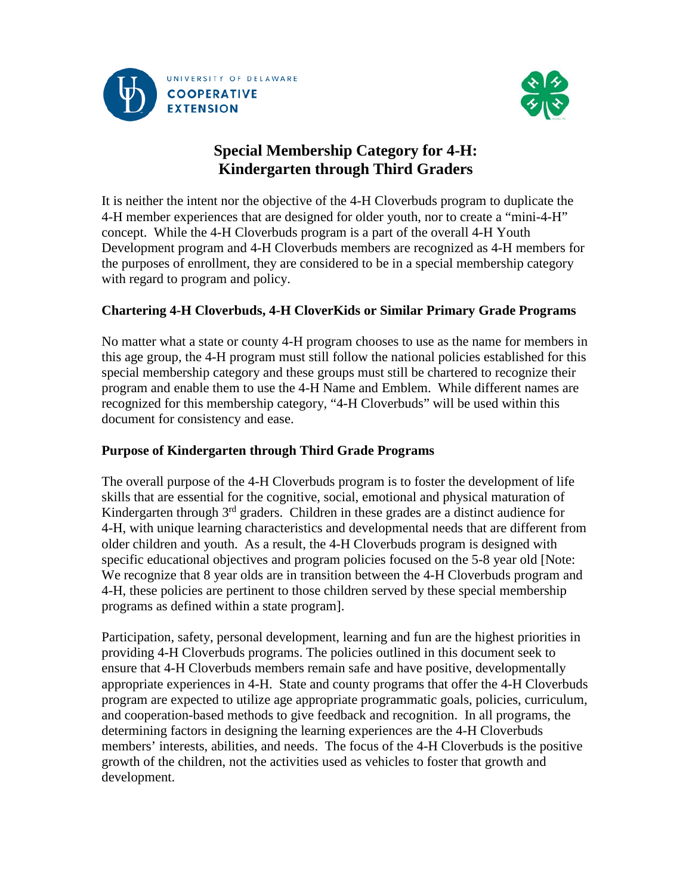# Special Membership Category for 4-H: Kindergarten through Third Graders

It is neither the intent nor the objective of the 4-H Cloverbuds program to duplicate the 4-H member experiences that are designed for older youth, nor to create a "mini-4-H" concept. While the 4-H Cloverbuds program is a part of the overall 4-H Youth Development program and 4-H Cloverbuds members are recognized as 4-H members for the purposes of enrollment, they are considered to be in a special membership category with regard to program and policy.

## Chartering 4-H Cloverbuds, 4-H CloverKids or Similar Primary Grade Programs

No matter what a state or county 4-H program chooses to use as the name for members in this age group, the 4-H program must still follow the national policies established for this special membership category and these groups must still be chartered to recognize their program and enable them to use the 4-H Name and Emblem. While different names are recognized for this membership category, "4-H Cloverbuds" will be used within this document for consistency and ease.

## Purpose of Kindergarten through Third Grade Programs

The overall purpose of the 4-H Cloverbuds program is to foster the development of life skills that are essential for the cognitive, social, emotional and physical maturation of Kindergarten through 3rd graders. Children in these grades are a distinct audience for 4-H, with unique learning characteristics and developmental needs that are different from older children and youth. As a result, the 4-H Cloverbuds program is designed with specific educational objectives and program policies focused on the 5-8 year old [Note: We recognize that 8 year olds are in transition between the 4-H Cloverbuds program and 4-H, these policies are pertinent to those children served by these special membership programs as defined within a state program].

Participation, safety, personal development, learning and fun are the highest priorities in providing 4-H Cloverbuds programs. The policies outlined in this document seek to ensure that 4-H Cloverbuds members remain safe and have positive, developmentally appropriate experiences in 4-H. State and county programs that offer the 4-H Cloverbuds program are expected to utilize age appropriate programmatic goals, policies, curriculum, and cooperation-based methods to give feedback and recognition. In all programs, the determining factors in designing the learning experiences are the 4-H Cloverbuds members' interests, abilities, and needs. The focus of the 4-H Cloverbuds is the positive growth of the children, not the activities used as vehicles to foster that growth and development.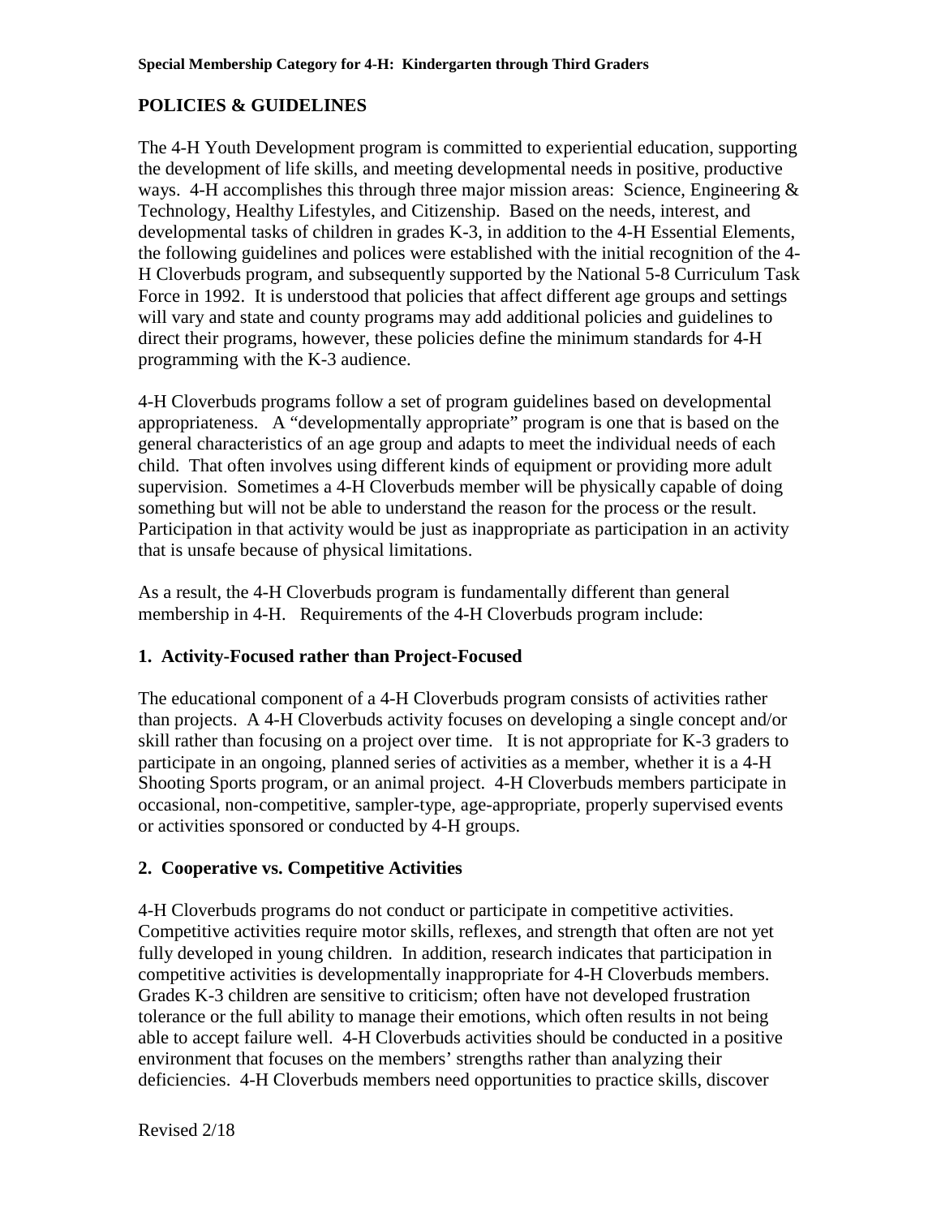**Special Membership Category for 4-H: Kindergarten through Third Graders**

## POLICIES & GUIDELINES

The 4-H Youth Development program is committed to experiential education, supporting the development of life skills, and meeting developmental needs in positive, productive ways. 4-H accomplishes this through three major mission areas: Science, Engineering & Technology, Healthy Lifestyles, and Citizenship. Based on the needs, interest, and developmental tasks of children in grades K-3, in addition to the 4-H Essential Elements, the following guidelines and polices were established with the initial recognition of the 4-H Cloverbuds program, and subsequently supported by the National 5-8 Curriculum Task Force in 1992. It is understood that policies that affect different age groups and settings will vary and state and county programs may add additional policies and guidelines to direct their programs, however, these policies define the minimum standards for 4-H programming with the K-3 audience.

4-H Cloverbuds programs follow a set of program guidelines based on developmental appropriateness. A "developmentally appropriate" program is one that is based on the general characteristics of an age group and adapts to meet the individual needs of each child. That often involves using different kinds of equipment or providing more adult supervision. Sometimes a 4-H Cloverbuds member will be physically capable of doing something but will not be able to understand the reason for the process or the result. Participation in that activity would be just as inappropriate as participation in an activity that is unsafe because of physical limitations.

As a result, the 4-H Cloverbuds program is fundamentally different than general membership in 4-H. Requirements of the 4-H Cloverbuds program include:

### 1. Activity-Focused rather than Project-Focused

The educational component of a 4-H Cloverbuds program consists of activities rather than projects. A 4-H Cloverbuds activity focuses on developing a single concept and/or skill rather than focusing on a project over time. It is not appropriate for K-3 graders to participate in an ongoing, planned series of activities as a member, whether it is a 4-H Shooting Sports program, or an animal project. 4-H Cloverbuds members participate in occasional, non-competitive, sampler-type, age-appropriate, properly supervised events or activities sponsored or conducted by 4-H groups.

### 2. Cooperative vs. Competitive Activities

4-H Cloverbuds programs do not conduct or participate in competitive activities. Competitive activities require motor skills, reflexes, and strength that often are not yet fully developed in young children. In addition, research indicates that participation in competitive activities is developmentally inappropriate for 4-H Cloverbuds members. Grades K-3 children are sensitive to criticism; often have not developed frustration tolerance or the full ability to manage their emotions, which often results in not being able to accept failure well. 4-H Cloverbuds activities should be conducted in a positive environment that focuses on the members' strengths rather than analyzing their deficiencies. 4-H Cloverbuds members need opportunities to practice skills, discover

Revised 2/18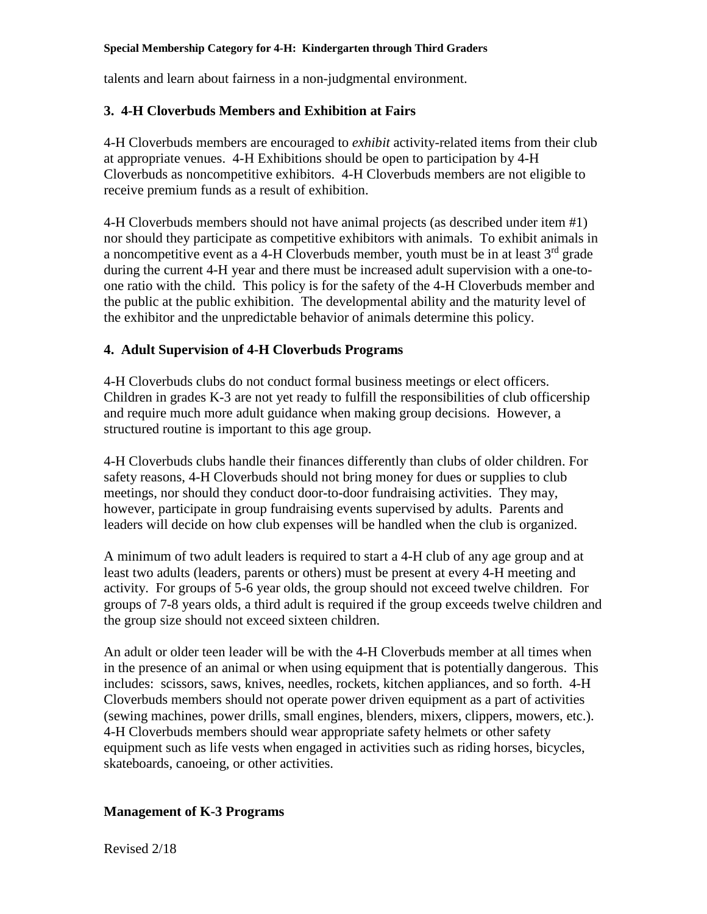talents and learn about fairness in a non-judgmental environment.

### 3. 4-H Cloverbuds Members and Exhibition at Fairs

4-H Cloverbuds members are encouraged to *exhibit* activity-related items from their club at appropriate venues. 4-H Exhibitions should be open to participation by 4-H Cloverbuds as noncompetitive exhibitors. 4-H Cloverbuds members are not eligible to receive premium funds as a result of exhibition.

4-H Cloverbuds members should not have animal projects (as described under item #1) nor should they participate as competitive exhibitors with animals. To exhibit animals in a noncompetitive event as a 4-H Cloverbuds member, youth must be in at least 3rd grade during the current 4-H year and there must be increased adult supervision with a one-to-one ratio with the child. This policy is for the safety of the 4-H Cloverbuds member and the public at the public exhibition. The developmental ability and the maturity level of the exhibitor and the unpredictable behavior of animals determine this policy.

### 4. Adult Supervision of 4-H Cloverbuds Programs

4-H Cloverbuds clubs do not conduct formal business meetings or elect officers. Children in grades K-3 are not yet ready to fulfill the responsibilities of club officership and require much more adult guidance when making group decisions. However, a structured routine is important to this age group.

4-H Cloverbuds clubs handle their finances differently than clubs of older children. For safety reasons, 4-H Cloverbuds should not bring money for dues or supplies to club meetings, nor should they conduct door-to-door fundraising activities. They may, however, participate in group fundraising events supervised by adults. Parents and leaders will decide on how club expenses will be handled when the club is organized.

A minimum of two adult leaders is required to start a 4-H club of any age group and at least two adults (leaders, parents or others) must be present at every 4-H meeting and activity. For groups of 5-6 year olds, the group should not exceed twelve children. For groups of 7-8 years olds, a third adult is required if the group exceeds twelve children and the group size should not exceed sixteen children.

An adult or older teen leader will be with the 4-H Cloverbuds member at all times when in the presence of an animal or when using equipment that is potentially dangerous. This includes: scissors, saws, knives, needles, rockets, kitchen appliances, and so forth. 4-H Cloverbuds members should not operate power driven equipment as a part of activities (sewing machines, power drills, small engines, blenders, mixers, clippers, mowers, etc.). 4-H Cloverbuds members should wear appropriate safety helmets or other safety equipment such as life vests when engaged in activities such as riding horses, bicycles, skateboards, canoeing, or other activities.

**Management of K-3 Programs**

Revised 2/18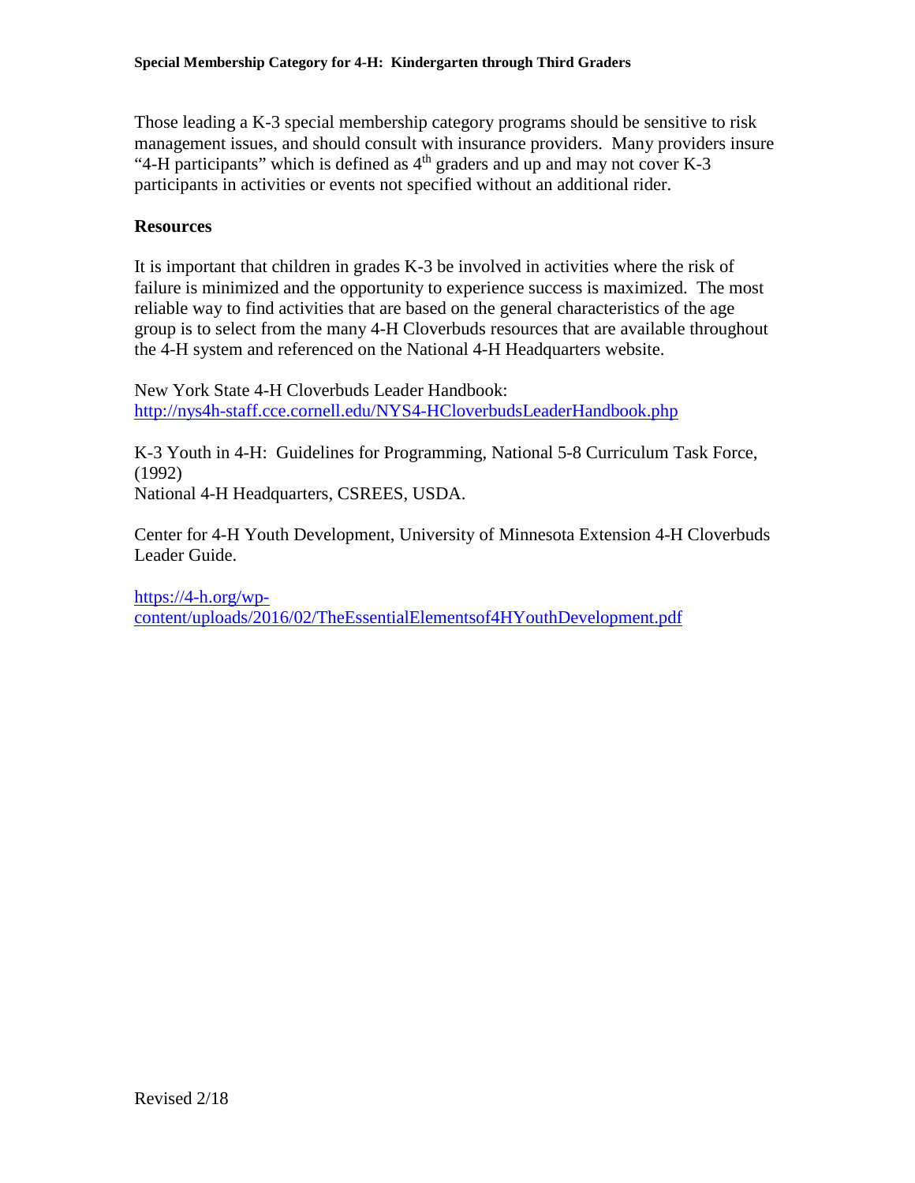Those leading a K-3 special membership category programs should be sensitive to risk management issues, and should consult with insurance providers. Many providers insure "4-H participants" which is defined as 4th graders and up and may not cover K-3 participants in activities or events not specified without an additional rider.

### Resources

It is important that children in grades K-3 be involved in activities where the risk of failure is minimized and the opportunity to experience success is maximized. The most reliable way to find activities that are based on the general characteristics of the age group is to select from the many 4-H Cloverbuds resources that are available throughout the 4-H system and referenced on the National 4-H Headquarters website.

New York State 4-H Cloverbuds Leader Handbook:
http://nys4h-staff.cce.cornell.edu/NYS4-HCloverbudsLeaderHandbook.php

K-3 Youth in 4-H: Guidelines for Programming, National 5-8 Curriculum Task Force, (1992)
National 4-H Headquarters, CSREES, USDA.

Center for 4-H Youth Development, University of Minnesota Extension 4-H Cloverbuds Leader Guide.

https://4-h.org/wp-content/uploads/2016/02/TheEssentialElementsof4HYouthDevelopment.pdf

Revised 2/18